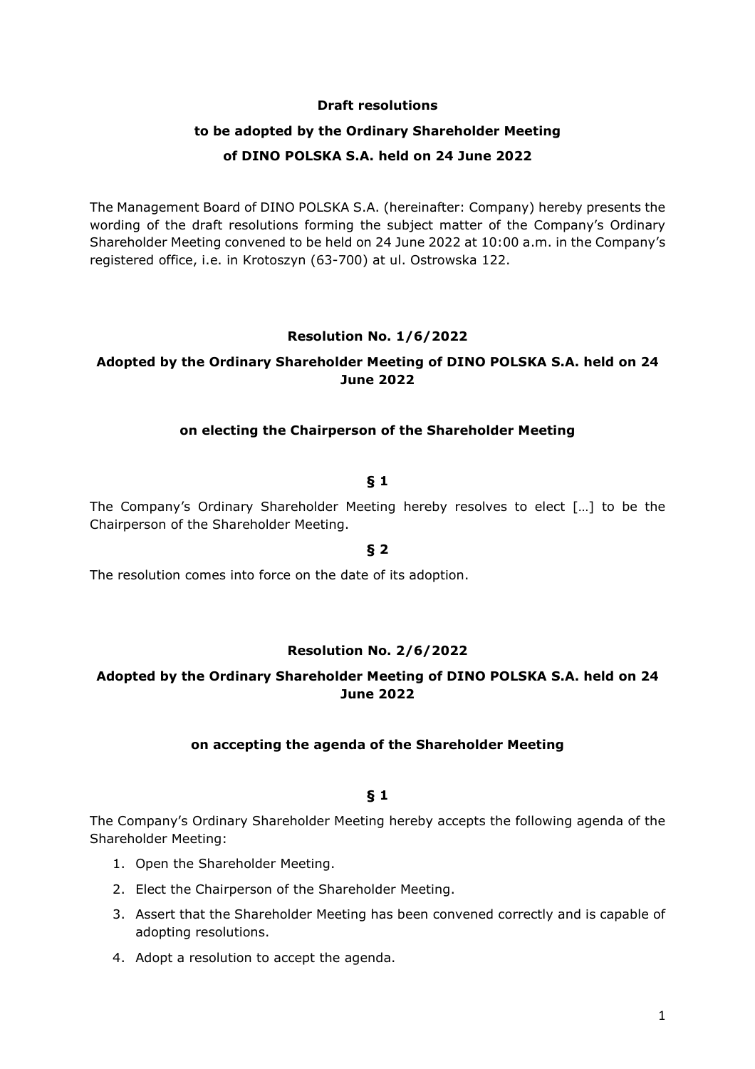**Draft resolutions**

**to be adopted by the Ordinary Shareholder Meeting**

**of DINO POLSKA S.A. held on 24 June 2022**

The Management Board of DINO POLSKA S.A. (hereinafter: Company) hereby presents the wording of the draft resolutions forming the subject matter of the Company's Ordinary Shareholder Meeting convened to be held on 24 June 2022 at 10:00 a.m. in the Company's registered office, i.e. in Krotoszyn (63-700) at ul. Ostrowska 122.

**Resolution No. 1/6/2022**

**Adopted by the Ordinary Shareholder Meeting of DINO POLSKA S.A. held on 24 June 2022**

**on electing the Chairperson of the Shareholder Meeting**

**§ 1**

The Company's Ordinary Shareholder Meeting hereby resolves to elect […] to be the Chairperson of the Shareholder Meeting.

**§ 2**

The resolution comes into force on the date of its adoption.

**Resolution No. 2/6/2022**

**Adopted by the Ordinary Shareholder Meeting of DINO POLSKA S.A. held on 24 June 2022**

**on accepting the agenda of the Shareholder Meeting**

**§ 1**

The Company's Ordinary Shareholder Meeting hereby accepts the following agenda of the Shareholder Meeting:

1. Open the Shareholder Meeting.
2. Elect the Chairperson of the Shareholder Meeting.
3. Assert that the Shareholder Meeting has been convened correctly and is capable of adopting resolutions.
4. Adopt a resolution to accept the agenda.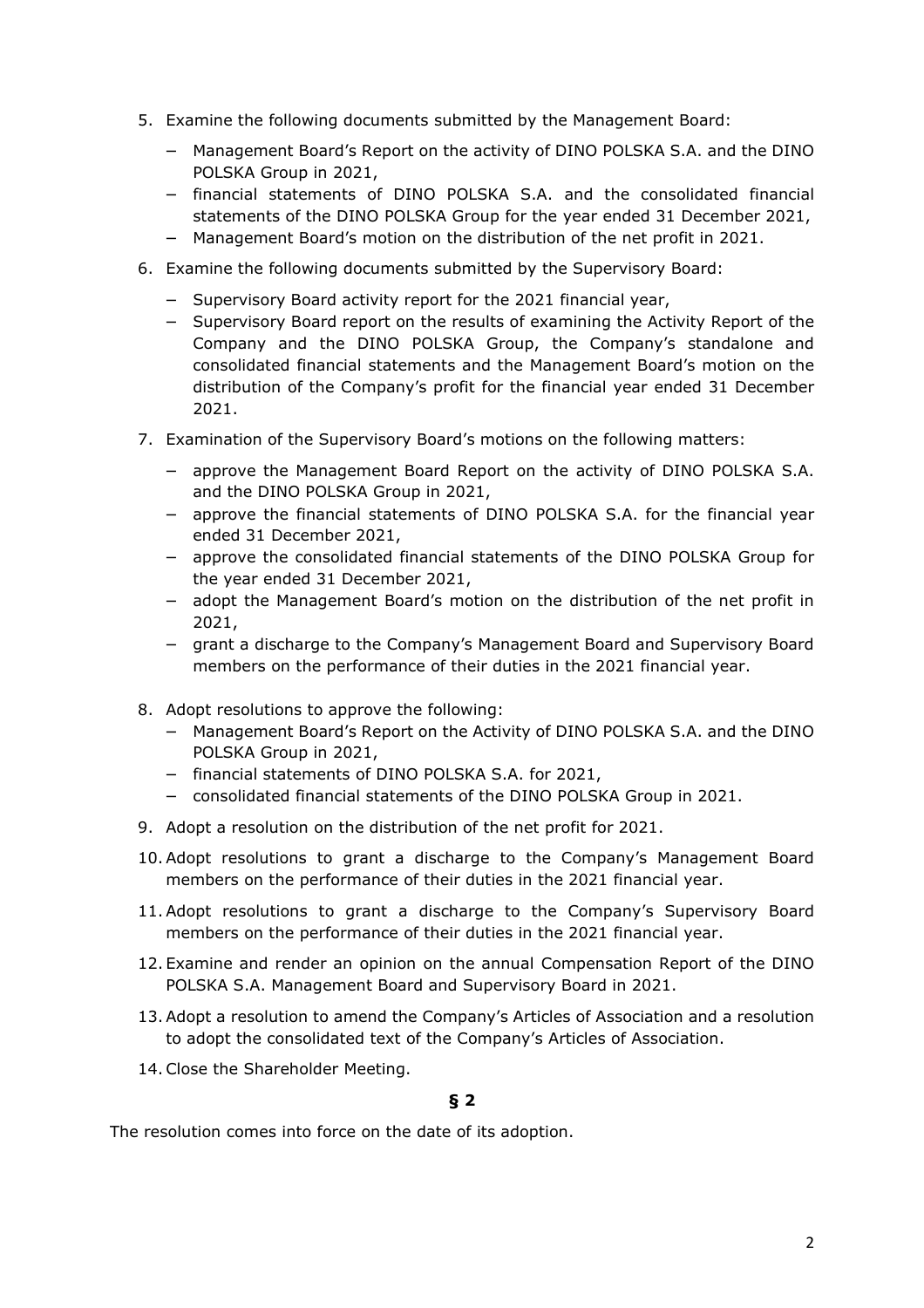5. Examine the following documents submitted by the Management Board:
   - Management Board's Report on the activity of DINO POLSKA S.A. and the DINO POLSKA Group in 2021,
   - financial statements of DINO POLSKA S.A. and the consolidated financial statements of the DINO POLSKA Group for the year ended 31 December 2021,
   - Management Board's motion on the distribution of the net profit in 2021.
6. Examine the following documents submitted by the Supervisory Board:
   - Supervisory Board activity report for the 2021 financial year,
   - Supervisory Board report on the results of examining the Activity Report of the Company and the DINO POLSKA Group, the Company's standalone and consolidated financial statements and the Management Board's motion on the distribution of the Company's profit for the financial year ended 31 December 2021.
7. Examination of the Supervisory Board's motions on the following matters:
   - approve the Management Board Report on the activity of DINO POLSKA S.A. and the DINO POLSKA Group in 2021,
   - approve the financial statements of DINO POLSKA S.A. for the financial year ended 31 December 2021,
   - approve the consolidated financial statements of the DINO POLSKA Group for the year ended 31 December 2021,
   - adopt the Management Board's motion on the distribution of the net profit in 2021,
   - grant a discharge to the Company's Management Board and Supervisory Board members on the performance of their duties in the 2021 financial year.
8. Adopt resolutions to approve the following:
   - Management Board's Report on the Activity of DINO POLSKA S.A. and the DINO POLSKA Group in 2021,
   - financial statements of DINO POLSKA S.A. for 2021,
   - consolidated financial statements of the DINO POLSKA Group in 2021.
9. Adopt a resolution on the distribution of the net profit for 2021.
10. Adopt resolutions to grant a discharge to the Company's Management Board members on the performance of their duties in the 2021 financial year.
11. Adopt resolutions to grant a discharge to the Company's Supervisory Board members on the performance of their duties in the 2021 financial year.
12. Examine and render an opinion on the annual Compensation Report of the DINO POLSKA S.A. Management Board and Supervisory Board in 2021.
13. Adopt a resolution to amend the Company's Articles of Association and a resolution to adopt the consolidated text of the Company's Articles of Association.
14. Close the Shareholder Meeting.

**§ 2**

The resolution comes into force on the date of its adoption.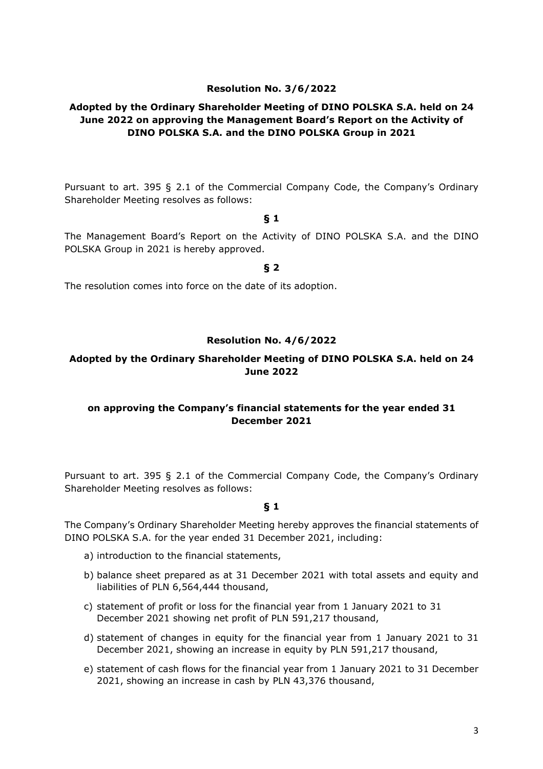## Resolution No. 3/6/2022

### Adopted by the Ordinary Shareholder Meeting of DINO POLSKA S.A. held on 24 June 2022 on approving the Management Board's Report on the Activity of DINO POLSKA S.A. and the DINO POLSKA Group in 2021

Pursuant to art. 395 § 2.1 of the Commercial Company Code, the Company's Ordinary Shareholder Meeting resolves as follows:

**§ 1**

The Management Board's Report on the Activity of DINO POLSKA S.A. and the DINO POLSKA Group in 2021 is hereby approved.

**§ 2**

The resolution comes into force on the date of its adoption.

## Resolution No. 4/6/2022

### Adopted by the Ordinary Shareholder Meeting of DINO POLSKA S.A. held on 24 June 2022

### on approving the Company's financial statements for the year ended 31 December 2021

Pursuant to art. 395 § 2.1 of the Commercial Company Code, the Company's Ordinary Shareholder Meeting resolves as follows:

**§ 1**

The Company's Ordinary Shareholder Meeting hereby approves the financial statements of DINO POLSKA S.A. for the year ended 31 December 2021, including:

a) introduction to the financial statements,

b) balance sheet prepared as at 31 December 2021 with total assets and equity and liabilities of PLN 6,564,444 thousand,

c) statement of profit or loss for the financial year from 1 January 2021 to 31 December 2021 showing net profit of PLN 591,217 thousand,

d) statement of changes in equity for the financial year from 1 January 2021 to 31 December 2021, showing an increase in equity by PLN 591,217 thousand,

e) statement of cash flows for the financial year from 1 January 2021 to 31 December 2021, showing an increase in cash by PLN 43,376 thousand,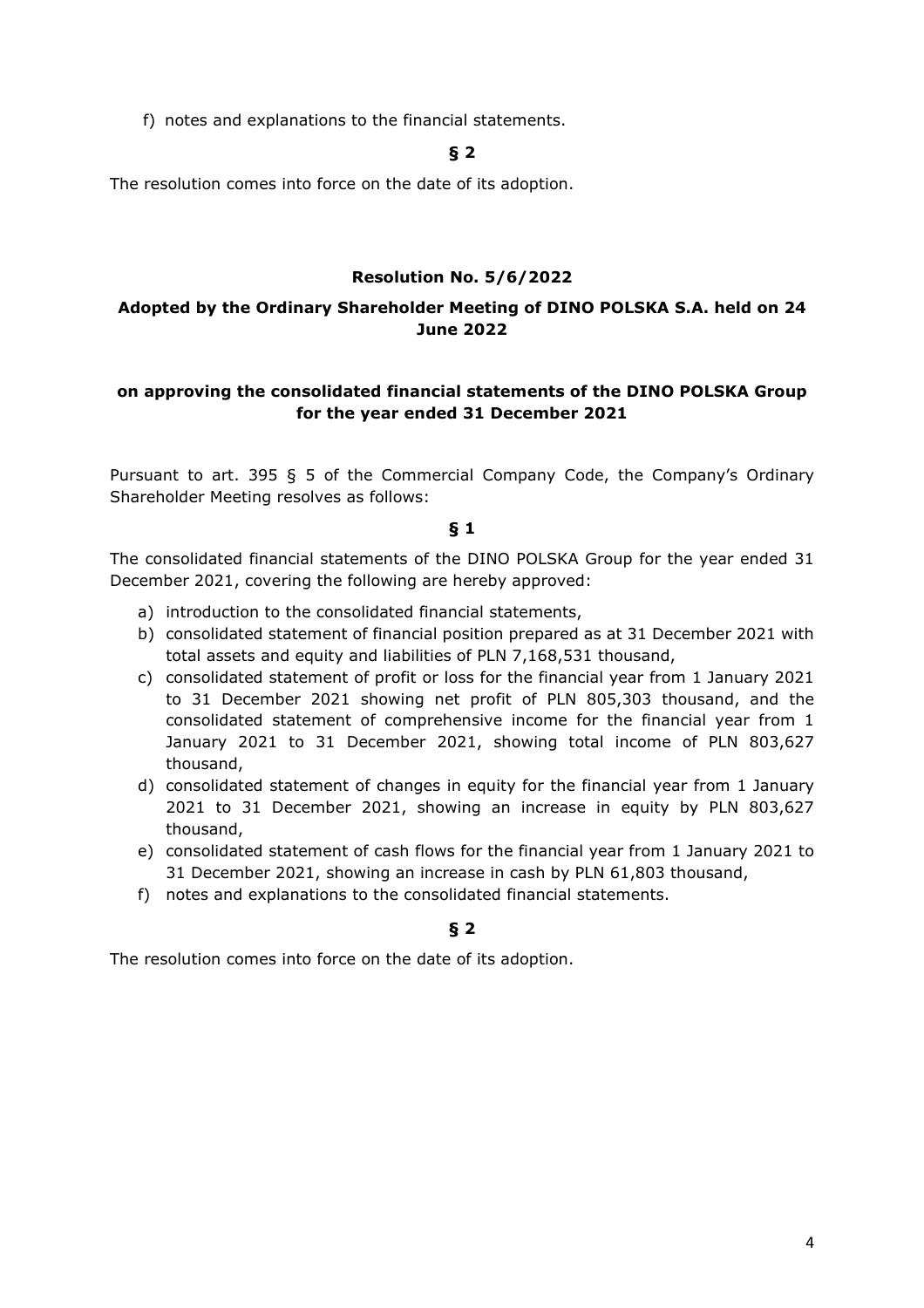f) notes and explanations to the financial statements.

**§ 2**

The resolution comes into force on the date of its adoption.

**Resolution No. 5/6/2022**

**Adopted by the Ordinary Shareholder Meeting of DINO POLSKA S.A. held on 24 June 2022**

**on approving the consolidated financial statements of the DINO POLSKA Group for the year ended 31 December 2021**

Pursuant to art. 395 § 5 of the Commercial Company Code, the Company's Ordinary Shareholder Meeting resolves as follows:

**§ 1**

The consolidated financial statements of the DINO POLSKA Group for the year ended 31 December 2021, covering the following are hereby approved:

a) introduction to the consolidated financial statements,
b) consolidated statement of financial position prepared as at 31 December 2021 with total assets and equity and liabilities of PLN 7,168,531 thousand,
c) consolidated statement of profit or loss for the financial year from 1 January 2021 to 31 December 2021 showing net profit of PLN 805,303 thousand, and the consolidated statement of comprehensive income for the financial year from 1 January 2021 to 31 December 2021, showing total income of PLN 803,627 thousand,
d) consolidated statement of changes in equity for the financial year from 1 January 2021 to 31 December 2021, showing an increase in equity by PLN 803,627 thousand,
e) consolidated statement of cash flows for the financial year from 1 January 2021 to 31 December 2021, showing an increase in cash by PLN 61,803 thousand,
f) notes and explanations to the consolidated financial statements.

**§ 2**

The resolution comes into force on the date of its adoption.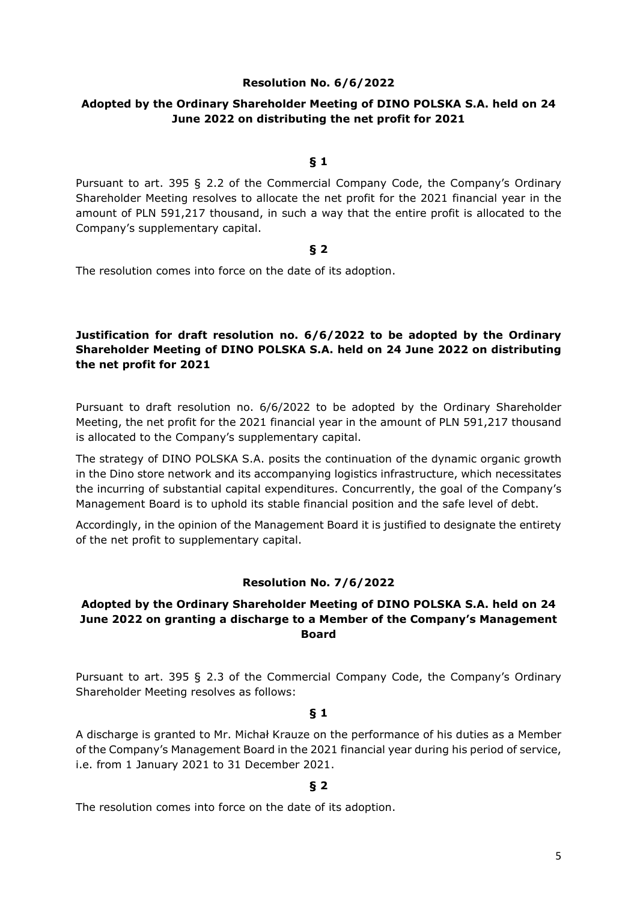**Resolution No. 6/6/2022**

**Adopted by the Ordinary Shareholder Meeting of DINO POLSKA S.A. held on 24 June 2022 on distributing the net profit for 2021**

**§ 1**

Pursuant to art. 395 § 2.2 of the Commercial Company Code, the Company's Ordinary Shareholder Meeting resolves to allocate the net profit for the 2021 financial year in the amount of PLN 591,217 thousand, in such a way that the entire profit is allocated to the Company's supplementary capital.

**§ 2**

The resolution comes into force on the date of its adoption.

**Justification for draft resolution no. 6/6/2022 to be adopted by the Ordinary Shareholder Meeting of DINO POLSKA S.A. held on 24 June 2022 on distributing the net profit for 2021**

Pursuant to draft resolution no. 6/6/2022 to be adopted by the Ordinary Shareholder Meeting, the net profit for the 2021 financial year in the amount of PLN 591,217 thousand is allocated to the Company's supplementary capital.

The strategy of DINO POLSKA S.A. posits the continuation of the dynamic organic growth in the Dino store network and its accompanying logistics infrastructure, which necessitates the incurring of substantial capital expenditures. Concurrently, the goal of the Company's Management Board is to uphold its stable financial position and the safe level of debt.

Accordingly, in the opinion of the Management Board it is justified to designate the entirety of the net profit to supplementary capital.

**Resolution No. 7/6/2022**

**Adopted by the Ordinary Shareholder Meeting of DINO POLSKA S.A. held on 24 June 2022 on granting a discharge to a Member of the Company's Management Board**

Pursuant to art. 395 § 2.3 of the Commercial Company Code, the Company's Ordinary Shareholder Meeting resolves as follows:

**§ 1**

A discharge is granted to Mr. Michał Krauze on the performance of his duties as a Member of the Company's Management Board in the 2021 financial year during his period of service, i.e. from 1 January 2021 to 31 December 2021.

**§ 2**

The resolution comes into force on the date of its adoption.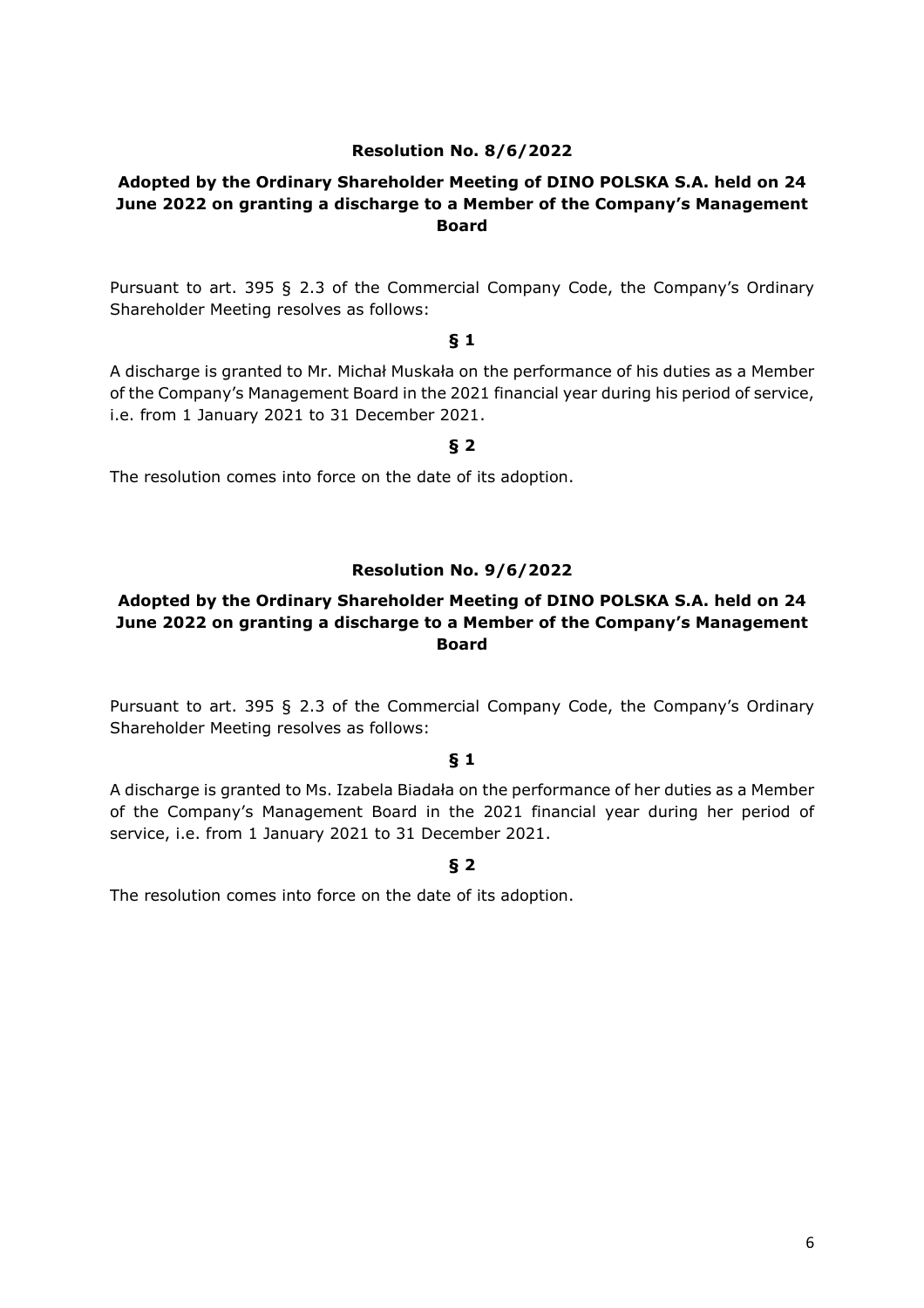**Resolution No. 8/6/2022**

**Adopted by the Ordinary Shareholder Meeting of DINO POLSKA S.A. held on 24 June 2022 on granting a discharge to a Member of the Company's Management Board**

Pursuant to art. 395 § 2.3 of the Commercial Company Code, the Company's Ordinary Shareholder Meeting resolves as follows:

**§ 1**

A discharge is granted to Mr. Michał Muskała on the performance of his duties as a Member of the Company's Management Board in the 2021 financial year during his period of service, i.e. from 1 January 2021 to 31 December 2021.

**§ 2**

The resolution comes into force on the date of its adoption.

**Resolution No. 9/6/2022**

**Adopted by the Ordinary Shareholder Meeting of DINO POLSKA S.A. held on 24 June 2022 on granting a discharge to a Member of the Company's Management Board**

Pursuant to art. 395 § 2.3 of the Commercial Company Code, the Company's Ordinary Shareholder Meeting resolves as follows:

**§ 1**

A discharge is granted to Ms. Izabela Biadała on the performance of her duties as a Member of the Company's Management Board in the 2021 financial year during her period of service, i.e. from 1 January 2021 to 31 December 2021.

**§ 2**

The resolution comes into force on the date of its adoption.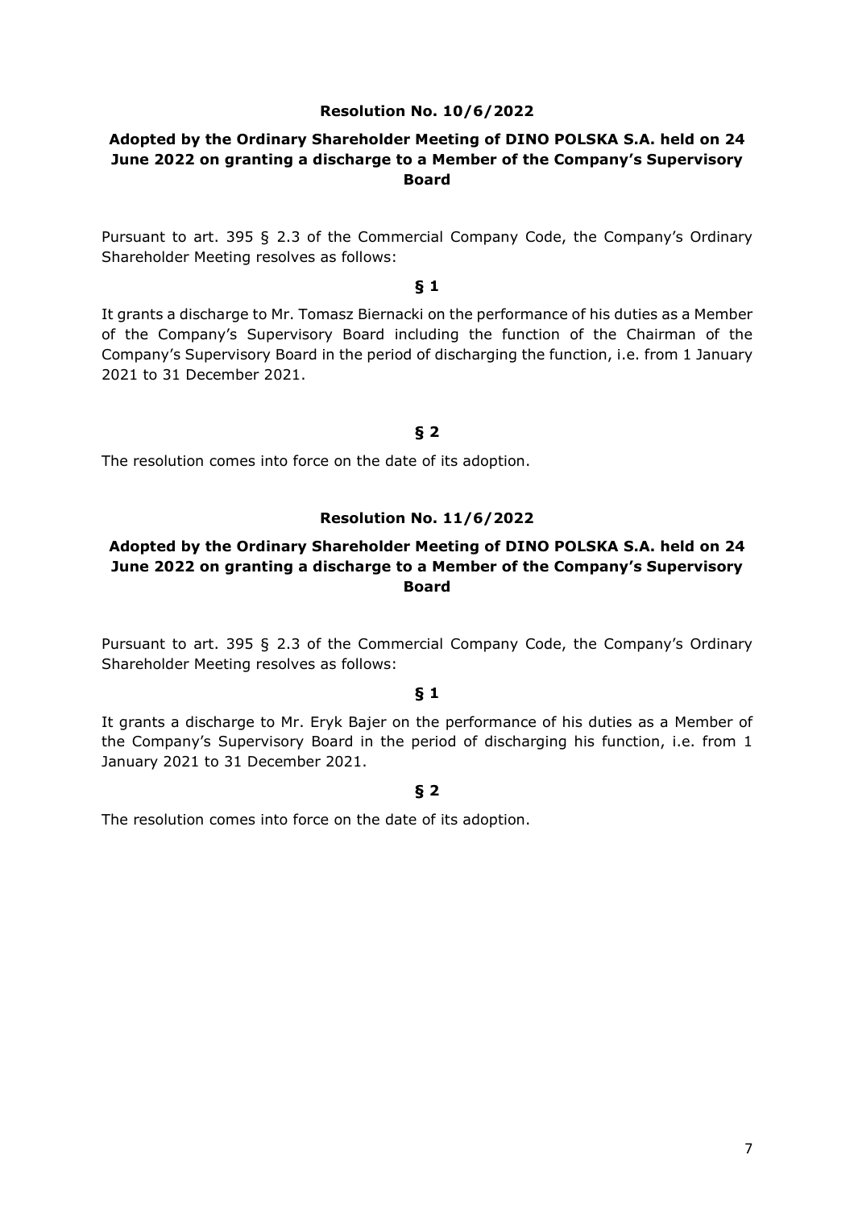**Resolution No. 10/6/2022**

**Adopted by the Ordinary Shareholder Meeting of DINO POLSKA S.A. held on 24 June 2022 on granting a discharge to a Member of the Company's Supervisory Board**

Pursuant to art. 395 § 2.3 of the Commercial Company Code, the Company's Ordinary Shareholder Meeting resolves as follows:

**§ 1**

It grants a discharge to Mr. Tomasz Biernacki on the performance of his duties as a Member of the Company's Supervisory Board including the function of the Chairman of the Company's Supervisory Board in the period of discharging the function, i.e. from 1 January 2021 to 31 December 2021.

**§ 2**

The resolution comes into force on the date of its adoption.

**Resolution No. 11/6/2022**

**Adopted by the Ordinary Shareholder Meeting of DINO POLSKA S.A. held on 24 June 2022 on granting a discharge to a Member of the Company's Supervisory Board**

Pursuant to art. 395 § 2.3 of the Commercial Company Code, the Company's Ordinary Shareholder Meeting resolves as follows:

**§ 1**

It grants a discharge to Mr. Eryk Bajer on the performance of his duties as a Member of the Company's Supervisory Board in the period of discharging his function, i.e. from 1 January 2021 to 31 December 2021.

**§ 2**

The resolution comes into force on the date of its adoption.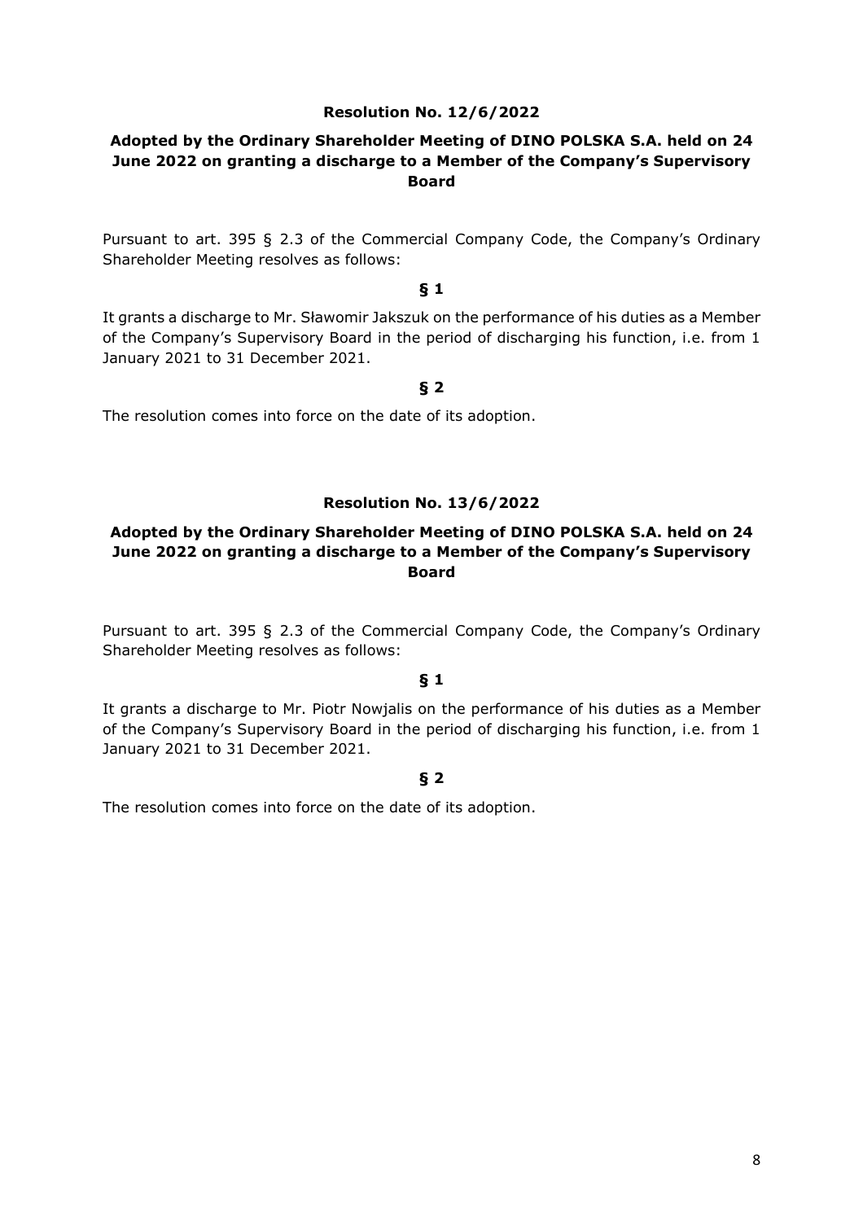**Resolution No. 12/6/2022**

**Adopted by the Ordinary Shareholder Meeting of DINO POLSKA S.A. held on 24 June 2022 on granting a discharge to a Member of the Company's Supervisory Board**

Pursuant to art. 395 § 2.3 of the Commercial Company Code, the Company's Ordinary Shareholder Meeting resolves as follows:

**§ 1**

It grants a discharge to Mr. Sławomir Jakszuk on the performance of his duties as a Member of the Company's Supervisory Board in the period of discharging his function, i.e. from 1 January 2021 to 31 December 2021.

**§ 2**

The resolution comes into force on the date of its adoption.

**Resolution No. 13/6/2022**

**Adopted by the Ordinary Shareholder Meeting of DINO POLSKA S.A. held on 24 June 2022 on granting a discharge to a Member of the Company's Supervisory Board**

Pursuant to art. 395 § 2.3 of the Commercial Company Code, the Company's Ordinary Shareholder Meeting resolves as follows:

**§ 1**

It grants a discharge to Mr. Piotr Nowjalis on the performance of his duties as a Member of the Company's Supervisory Board in the period of discharging his function, i.e. from 1 January 2021 to 31 December 2021.

**§ 2**

The resolution comes into force on the date of its adoption.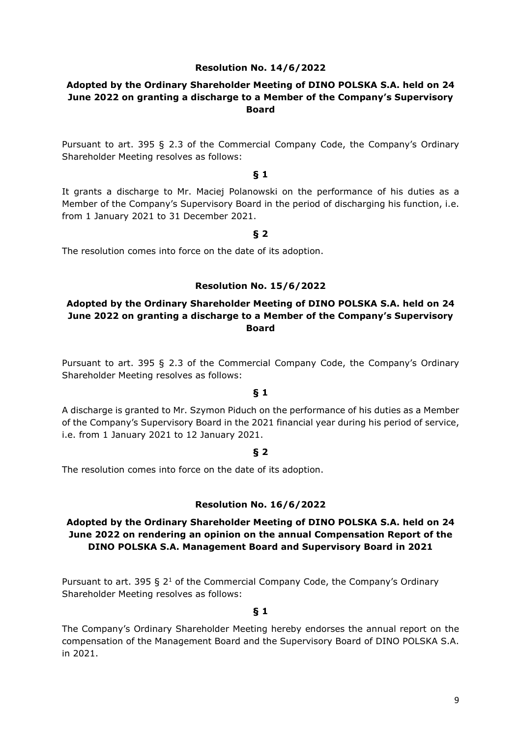**Resolution No. 14/6/2022**

**Adopted by the Ordinary Shareholder Meeting of DINO POLSKA S.A. held on 24 June 2022 on granting a discharge to a Member of the Company's Supervisory Board**

Pursuant to art. 395 § 2.3 of the Commercial Company Code, the Company's Ordinary Shareholder Meeting resolves as follows:

**§ 1**

It grants a discharge to Mr. Maciej Polanowski on the performance of his duties as a Member of the Company's Supervisory Board in the period of discharging his function, i.e. from 1 January 2021 to 31 December 2021.

**§ 2**

The resolution comes into force on the date of its adoption.

**Resolution No. 15/6/2022**

**Adopted by the Ordinary Shareholder Meeting of DINO POLSKA S.A. held on 24 June 2022 on granting a discharge to a Member of the Company's Supervisory Board**

Pursuant to art. 395 § 2.3 of the Commercial Company Code, the Company's Ordinary Shareholder Meeting resolves as follows:

**§ 1**

A discharge is granted to Mr. Szymon Piduch on the performance of his duties as a Member of the Company's Supervisory Board in the 2021 financial year during his period of service, i.e. from 1 January 2021 to 12 January 2021.

**§ 2**

The resolution comes into force on the date of its adoption.

**Resolution No. 16/6/2022**

**Adopted by the Ordinary Shareholder Meeting of DINO POLSKA S.A. held on 24 June 2022 on rendering an opinion on the annual Compensation Report of the DINO POLSKA S.A. Management Board and Supervisory Board in 2021**

Pursuant to art. 395 § $2^1$ of the Commercial Company Code, the Company's Ordinary Shareholder Meeting resolves as follows:

**§ 1**

The Company's Ordinary Shareholder Meeting hereby endorses the annual report on the compensation of the Management Board and the Supervisory Board of DINO POLSKA S.A. in 2021.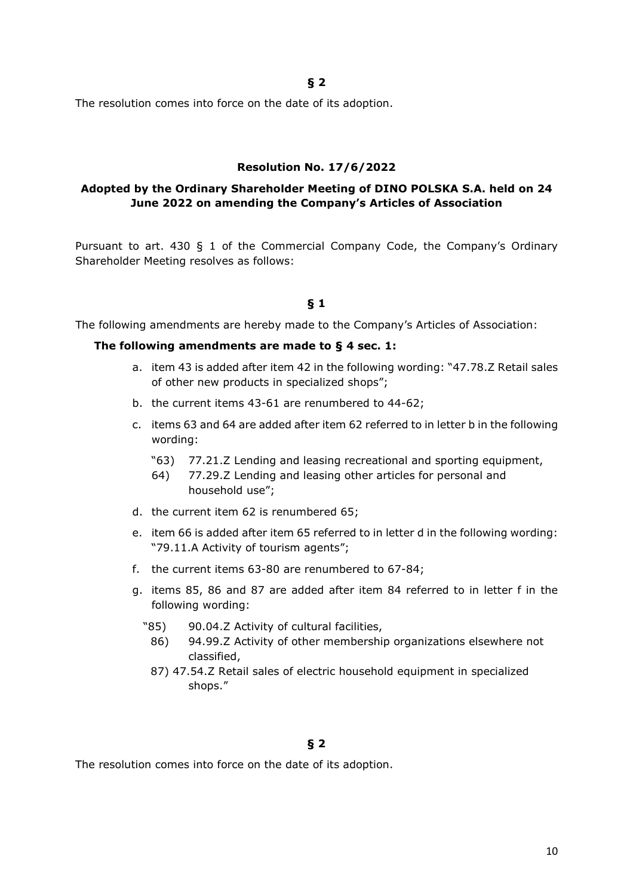**§ 2**

The resolution comes into force on the date of its adoption.

**Resolution No. 17/6/2022**

**Adopted by the Ordinary Shareholder Meeting of DINO POLSKA S.A. held on 24 June 2022 on amending the Company's Articles of Association**

Pursuant to art. 430 § 1 of the Commercial Company Code, the Company's Ordinary Shareholder Meeting resolves as follows:

**§ 1**

The following amendments are hereby made to the Company's Articles of Association:

**The following amendments are made to § 4 sec. 1:**

a. item 43 is added after item 42 in the following wording: "47.78.Z Retail sales of other new products in specialized shops";

b. the current items 43-61 are renumbered to 44-62;

c. items 63 and 64 are added after item 62 referred to in letter b in the following wording:

   "63) 77.21.Z Lending and leasing recreational and sporting equipment,

   64) 77.29.Z Lending and leasing other articles for personal and household use";

d. the current item 62 is renumbered 65;

e. item 66 is added after item 65 referred to in letter d in the following wording: "79.11.A Activity of tourism agents";

f. the current items 63-80 are renumbered to 67-84;

g. items 85, 86 and 87 are added after item 84 referred to in letter f in the following wording:

   "85) 90.04.Z Activity of cultural facilities,

   86) 94.99.Z Activity of other membership organizations elsewhere not classified,

   87) 47.54.Z Retail sales of electric household equipment in specialized shops."

**§ 2**

The resolution comes into force on the date of its adoption.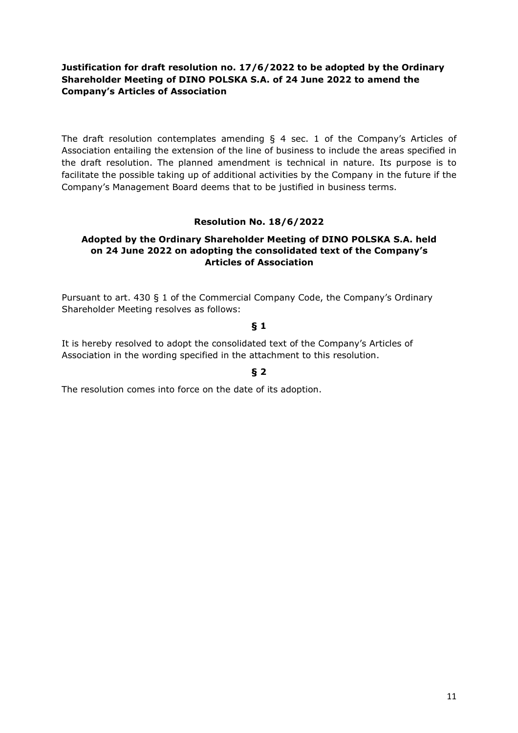**Justification for draft resolution no. 17/6/2022 to be adopted by the Ordinary Shareholder Meeting of DINO POLSKA S.A. of 24 June 2022 to amend the Company's Articles of Association**

The draft resolution contemplates amending § 4 sec. 1 of the Company's Articles of Association entailing the extension of the line of business to include the areas specified in the draft resolution. The planned amendment is technical in nature. Its purpose is to facilitate the possible taking up of additional activities by the Company in the future if the Company's Management Board deems that to be justified in business terms.

**Resolution No. 18/6/2022**

**Adopted by the Ordinary Shareholder Meeting of DINO POLSKA S.A. held on 24 June 2022 on adopting the consolidated text of the Company's Articles of Association**

Pursuant to art. 430 § 1 of the Commercial Company Code, the Company's Ordinary Shareholder Meeting resolves as follows:

**§ 1**

It is hereby resolved to adopt the consolidated text of the Company's Articles of Association in the wording specified in the attachment to this resolution.

**§ 2**

The resolution comes into force on the date of its adoption.